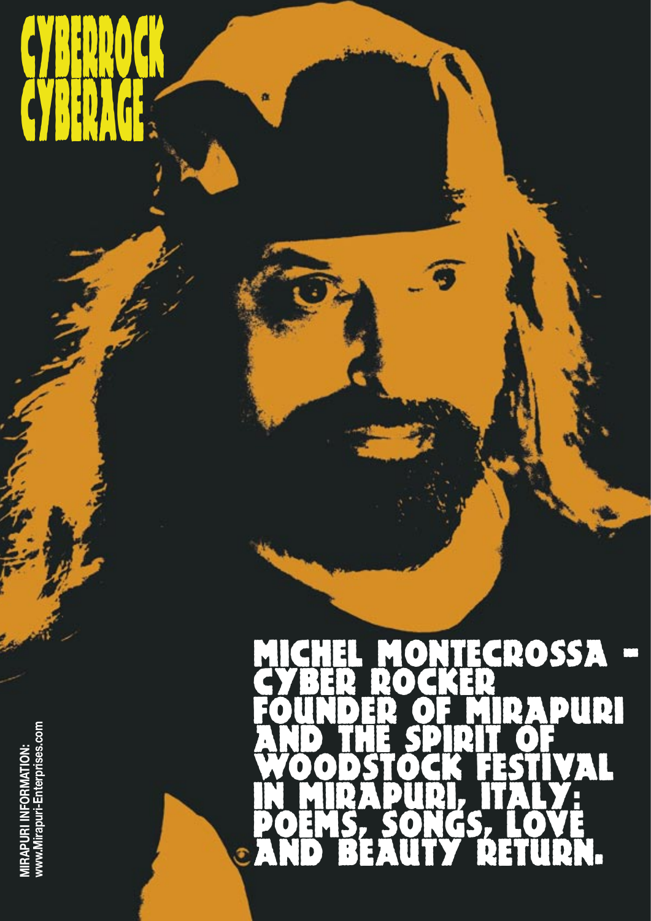# CYBERROCK CYBERAGE

MICHEL MONTECROSSA - CYBER ROCKER FOUNDER OF MIRAPURI AND THE SPIRIT OF WOODSTOCK FESTIVAL IN MIRAPURI, ITALY: POEMS, SONGS, LOVE AND BEAUTY RETURN.

MIRAPURI INFORMATION:
www.Mirapuri-Enterprises.com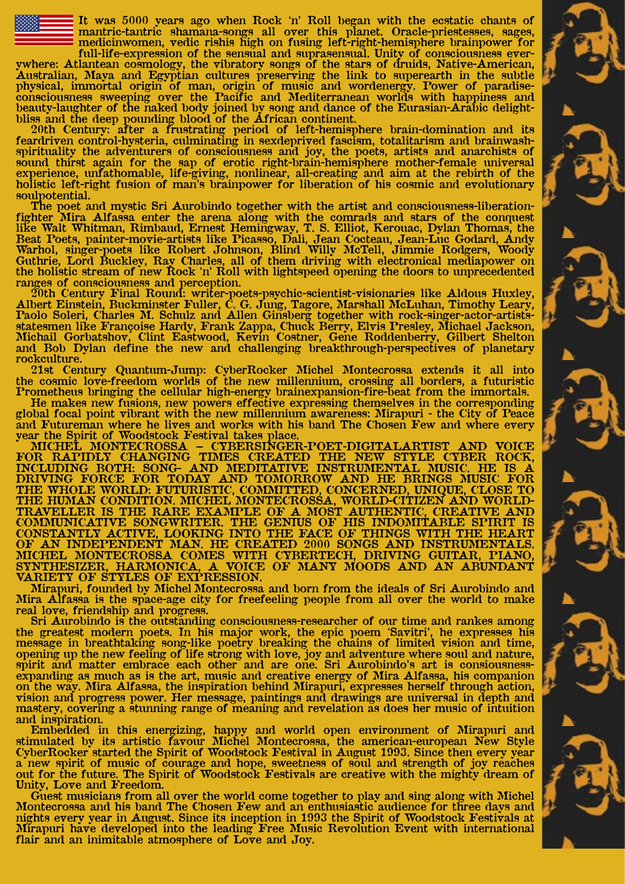It was 5000 years ago when Rock 'n' Roll began with the ecstatic chants of mantric-tantric shamana-songs all over this planet. Oracle-priestesses, sages, medicinwomen, vedic rishis high on fusing left-right-hemisphere brainpower for full-life-expression of the sensual and suprasensual. Unity of consciousness everywhere: Atlantean cosmology, the vibratory songs of the stars of druids, Native-American, Australian, Maya and Egyptian cultures preserving the link to superearth in the subtle physical, immortal origin of man, origin of music and wordenergy. Power of paradise-consciousness sweeping over the Pacific and Mediterranean worlds with happiness and beauty-laughter of the naked body joined by song and dance of the Eurasian-Arabic delight-bliss and the deep pounding blood of the African continent.

20th Century: after a frustrating period of left-hemisphere brain-domination and its feardriven control-hysteria, culminating in sexdeprived fascism, totalitarism and brainwash-spirituality the adventurers of consciousness and joy, the poets, artists and anarchists of sound thirst again for the sap of erotic right-brain-hemisphere mother-female universal experience, unfathomable, life-giving, nonlinear, all-creating and aim at the rebirth of the holistic left-right fusion of man's brainpower for liberation of his cosmic and evolutionary soulpotential.

The poet and mystic Sri Aurobindo together with the artist and consciousness-liberation-fighter Mira Alfassa enter the arena along with the comrads and stars of the conquest like Walt Whitman, Rimbaud, Ernest Hemingway, T. S. Elliot, Kerouac, Dylan Thomas, the Beat Poets, painter-movie-artists like Picasso, Dali, Jean Cocteau, Jean-Luc Godard, Andy Warhol, singer-poets like Robert Johnson, Blind Willy McTell, Jimmie Rodgers, Woody Guthrie, Lord Buckley, Ray Charles, all of them driving with electronical mediapower on the holistic stream of new Rock 'n' Roll with lightspeed opening the doors to unprecedented ranges of consciousness and perception.

20th Century Final Round: writer-poets-psychic-scientist-visionaries like Aldous Huxley, Albert Einstein, Buckminster Fuller, C. G. Jung, Tagore, Marshall McLuhan, Timothy Leary, Paolo Soleri, Charles M. Schulz and Allen Ginsberg together with rock-singer-actor-artists-statesmen like Françoise Hardy, Frank Zappa, Chuck Berry, Elvis Presley, Michael Jackson, Michail Gorbatshov, Clint Eastwood, Kevin Costner, Gene Roddenberry, Gilbert Shelton and Bob Dylan define the new and challenging breakthrough-perspectives of planetary rockculture.

21st Century Quantum-Jump: CyberRocker Michel Montecrossa extends it all into the cosmic love-freedom worlds of the new millennium, crossing all borders, a futuristic Prometheus bringing the cellular high-energy brainexpansion-fire-beat from the immortals.

He makes new fusions, new powers effective expressing themselves in the corresponding global focal point vibrant with the new millennium awareness: Mirapuri - the City of Peace and Futureman where he lives and works with his band The Chosen Few and where every year the Spirit of Woodstock Festival takes place.

MICHEL MONTECROSSA – CYBERSINGER-POET-DIGITALARTIST AND VOICE FOR RAPIDLY CHANGING TIMES CREATED THE NEW STYLE CYBER ROCK, INCLUDING BOTH: SONG- AND MEDITATIVE INSTRUMENTAL MUSIC. HE IS A DRIVING FORCE FOR TODAY AND TOMORROW AND HE BRINGS MUSIC FOR THE WHOLE WORLD: FUTURISTIC, COMMITTED, CONCERNED, UNIQUE, CLOSE TO THE HUMAN CONDITION. MICHEL MONTECROSSA, WORLD-CITIZEN AND WORLD-TRAVELLER IS THE RARE EXAMPLE OF A MOST AUTHENTIC, CREATIVE AND COMMUNICATIVE SONGWRITER. THE GENIUS OF HIS INDOMITABLE SPIRIT IS CONSTANTLY ACTIVE, LOOKING INTO THE FACE OF THINGS WITH THE HEART OF AN INDEPENDENT MAN. HE CREATED 2000 SONGS AND INSTRUMENTALS. MICHEL MONTECROSSA COMES WITH CYBERTECH, DRIVING GUITAR, PIANO, SYNTHESIZER, HARMONICA, A VOICE OF MANY MOODS AND AN ABUNDANT VARIETY OF STYLES OF EXPRESSION.

Mirapuri, founded by Michel Montecrossa and born from the ideals of Sri Aurobindo and Mira Alfassa is the space-age city for freefeeling people from all over the world to make real love, friendship and progress.

Sri Aurobindo is the outstanding consciousness-researcher of our time and rankes among the greatest modern poets. In his major work, the epic poem 'Savitri', he expresses his message in breathtaking song-like poetry breaking the chains of limited vision and time, opening up the new feeling of life strong with love, joy and adventure where soul and nature, spirit and matter embrace each other and are one. Sri Aurobindo's art is consiousness-expanding as much as is the art, music and creative energy of Mira Alfassa, his companion on the way. Mira Alfassa, the inspiration behind Mirapuri, expresses herself through action, vision and progress power. Her message, paintings and drawings are universal in depth and mastery, covering a stunning range of meaning and revelation as does her music of intuition and inspiration.

Embedded in this energizing, happy and world open environment of Mirapuri and stimulated by its artistic favour Michel Montecrossa, the american-european New Style CyberRocker started the Spirit of Woodstock Festival in August 1993. Since then every year a new spirit of music of courage and hope, sweetness of soul and strength of joy reaches out for the future. The Spirit of Woodstock Festivals are creative with the mighty dream of Unity, Love and Freedom.

Guest musicians from all over the world come together to play and sing along with Michel Montecrossa and his band The Chosen Few and an enthusiastic audience for three days and nights every year in August. Since its inception in 1993 the Spirit of Woodstock Festivals at Mirapuri have developed into the leading Free Music Revolution Event with international flair and an inimitable atmosphere of Love and Joy.